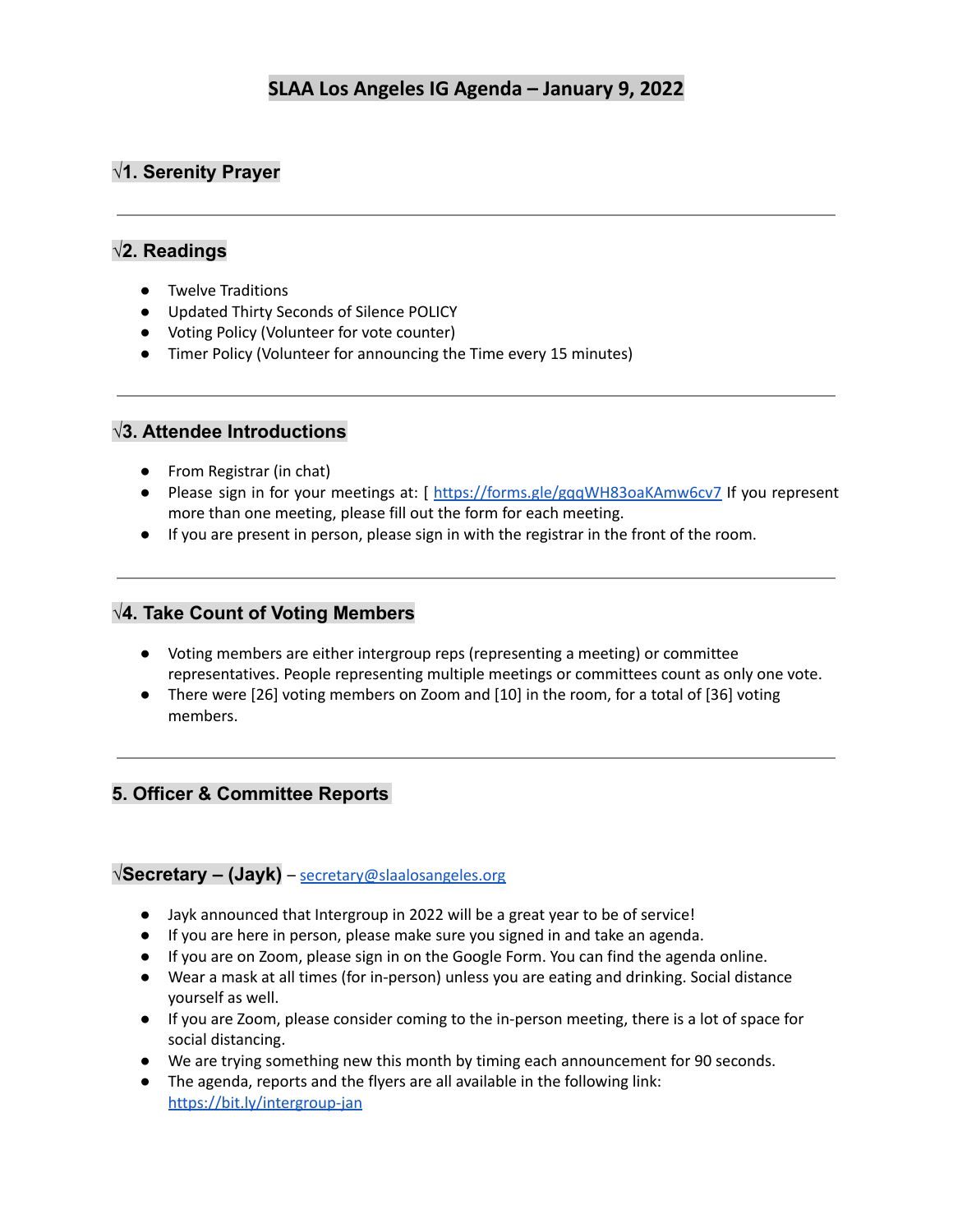# SLAA Los Angeles IG Agenda – January 9, 2022

## √1. Serenity Prayer

---

## √2. Readings

- Twelve Traditions
- Updated Thirty Seconds of Silence POLICY
- Voting Policy (Volunteer for vote counter)
- Timer Policy (Volunteer for announcing the Time every 15 minutes)

---

## √3. Attendee Introductions

- From Registrar (in chat)
- Please sign in for your meetings at: [ https://forms.gle/gqqWH83oaKAmw6cv7 If you represent more than one meeting, please fill out the form for each meeting.
- If you are present in person, please sign in with the registrar in the front of the room.

---

## √4. Take Count of Voting Members

- Voting members are either intergroup reps (representing a meeting) or committee representatives. People representing multiple meetings or committees count as only one vote.
- There were [26] voting members on Zoom and [10] in the room, for a total of [36] voting members.

---

## 5. Officer & Committee Reports

### √Secretary – (Jayk) – secretary@slaalosangeles.org

- Jayk announced that Intergroup in 2022 will be a great year to be of service!
- If you are here in person, please make sure you signed in and take an agenda.
- If you are on Zoom, please sign in on the Google Form. You can find the agenda online.
- Wear a mask at all times (for in-person) unless you are eating and drinking. Social distance yourself as well.
- If you are Zoom, please consider coming to the in-person meeting, there is a lot of space for social distancing.
- We are trying something new this month by timing each announcement for 90 seconds.
- The agenda, reports and the flyers are all available in the following link: https://bit.ly/intergroup-jan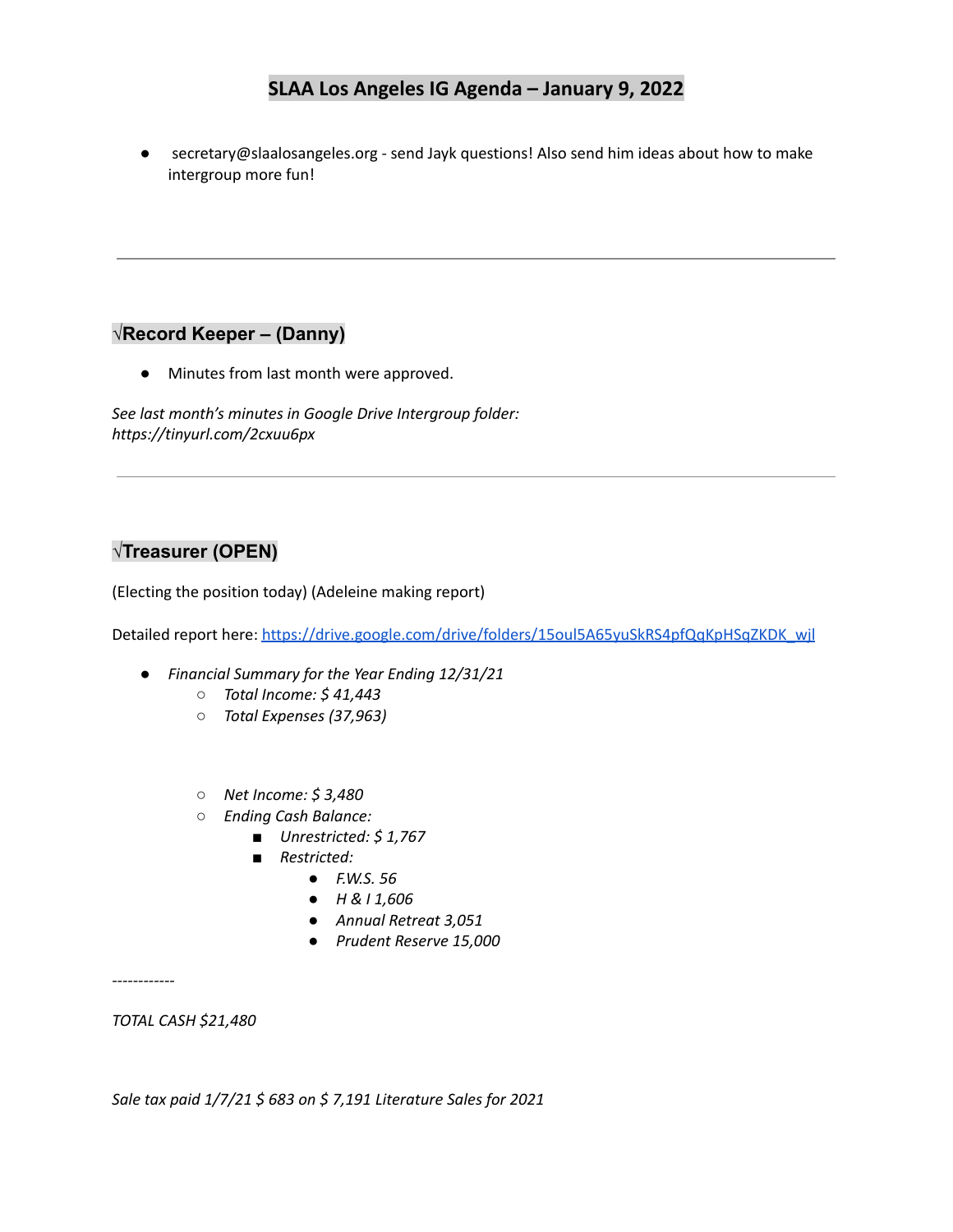# SLAA Los Angeles IG Agenda – January 9, 2022

- secretary@slaalosangeles.org - send Jayk questions! Also send him ideas about how to make intergroup more fun!

---

## √Record Keeper – (Danny)

- Minutes from last month were approved.

*See last month's minutes in Google Drive Intergroup folder: https://tinyurl.com/2cxuu6px*

---

## √Treasurer (OPEN)

(Electing the position today) (Adeleine making report)

Detailed report here: [https://drive.google.com/drive/folders/15oul5A65yuSkRS4pfQqKpHSqZKDK_wjl](https://drive.google.com/drive/folders/15oul5A65yuSkRS4pfQqKpHSqZKDK_wjl)

- *Financial Summary for the Year Ending 12/31/21*
  - *Total Income: $ 41,443*
  - *Total Expenses (37,963)*
  - *Net Income: $ 3,480*
  - *Ending Cash Balance:*
    - *Unrestricted: $ 1,767*
    - *Restricted:*
      - *F.W.S. 56*
      - *H & I 1,606*
      - *Annual Retreat 3,051*
      - *Prudent Reserve 15,000*

------------

*TOTAL CASH $21,480*

*Sale tax paid 1/7/21 $ 683 on $ 7,191 Literature Sales for 2021*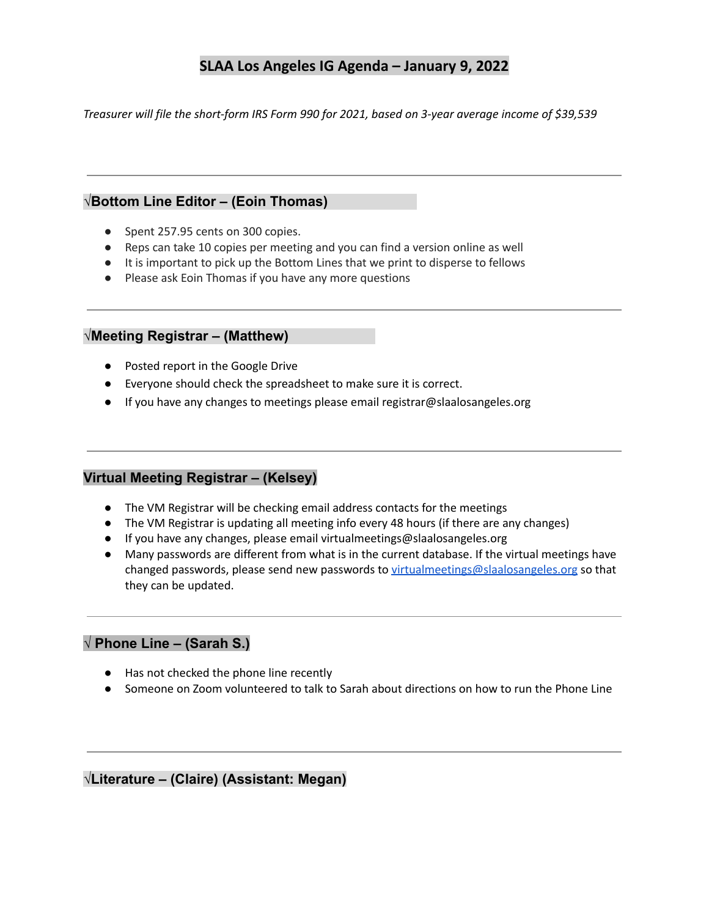# SLAA Los Angeles IG Agenda – January 9, 2022

*Treasurer will file the short-form IRS Form 990 for 2021, based on 3-year average income of $39,539*

---

## √Bottom Line Editor – (Eoin Thomas)

- Spent 257.95 cents on 300 copies.
- Reps can take 10 copies per meeting and you can find a version online as well
- It is important to pick up the Bottom Lines that we print to disperse to fellows
- Please ask Eoin Thomas if you have any more questions

---

## √Meeting Registrar – (Matthew)

- Posted report in the Google Drive
- Everyone should check the spreadsheet to make sure it is correct.
- If you have any changes to meetings please email registrar@slaalosangeles.org

---

## Virtual Meeting Registrar – (Kelsey)

- The VM Registrar will be checking email address contacts for the meetings
- The VM Registrar is updating all meeting info every 48 hours (if there are any changes)
- If you have any changes, please email virtualmeetings@slaalosangeles.org
- Many passwords are different from what is in the current database. If the virtual meetings have changed passwords, please send new passwords to virtualmeetings@slaalosangeles.org so that they can be updated.

---

## √ Phone Line – (Sarah S.)

- Has not checked the phone line recently
- Someone on Zoom volunteered to talk to Sarah about directions on how to run the Phone Line

---

## √Literature – (Claire) (Assistant: Megan)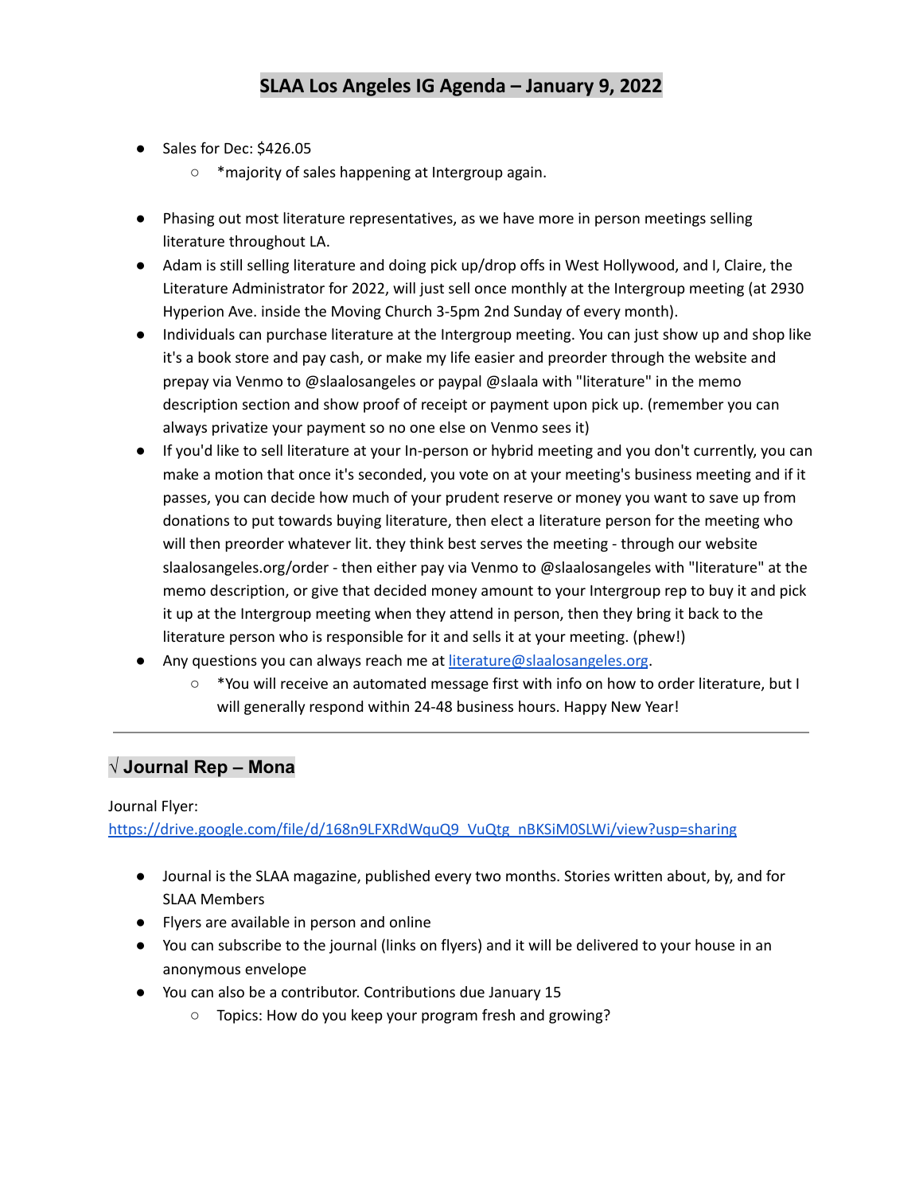# SLAA Los Angeles IG Agenda – January 9, 2022

- Sales for Dec: $426.05
  - *majority of sales happening at Intergroup again.

- Phasing out most literature representatives, as we have more in person meetings selling literature throughout LA.
- Adam is still selling literature and doing pick up/drop offs in West Hollywood, and I, Claire, the Literature Administrator for 2022, will just sell once monthly at the Intergroup meeting (at 2930 Hyperion Ave. inside the Moving Church 3-5pm 2nd Sunday of every month).
- Individuals can purchase literature at the Intergroup meeting. You can just show up and shop like it's a book store and pay cash, or make my life easier and preorder through the website and prepay via Venmo to @slaalosangeles or paypal @slaala with "literature" in the memo description section and show proof of receipt or payment upon pick up. (remember you can always privatize your payment so no one else on Venmo sees it)
- If you'd like to sell literature at your In-person or hybrid meeting and you don't currently, you can make a motion that once it's seconded, you vote on at your meeting's business meeting and if it passes, you can decide how much of your prudent reserve or money you want to save up from donations to put towards buying literature, then elect a literature person for the meeting who will then preorder whatever lit. they think best serves the meeting - through our website slaalosangeles.org/order - then either pay via Venmo to @slaalosangeles with "literature" at the memo description, or give that decided money amount to your Intergroup rep to buy it and pick it up at the Intergroup meeting when they attend in person, then they bring it back to the literature person who is responsible for it and sells it at your meeting. (phew!)
- Any questions you can always reach me at [literature@slaalosangeles.org](mailto:literature@slaalosangeles.org).
  - *You will receive an automated message first with info on how to order literature, but I will generally respond within 24-48 business hours. Happy New Year!

---

## √ Journal Rep – Mona

Journal Flyer:
[https://drive.google.com/file/d/168n9LFXRdWquQ9_VuQtg_nBKSiM0SLWi/view?usp=sharing](https://drive.google.com/file/d/168n9LFXRdWquQ9_VuQtg_nBKSiM0SLWi/view?usp=sharing)

- Journal is the SLAA magazine, published every two months. Stories written about, by, and for SLAA Members
- Flyers are available in person and online
- You can subscribe to the journal (links on flyers) and it will be delivered to your house in an anonymous envelope
- You can also be a contributor. Contributions due January 15
  - Topics: How do you keep your program fresh and growing?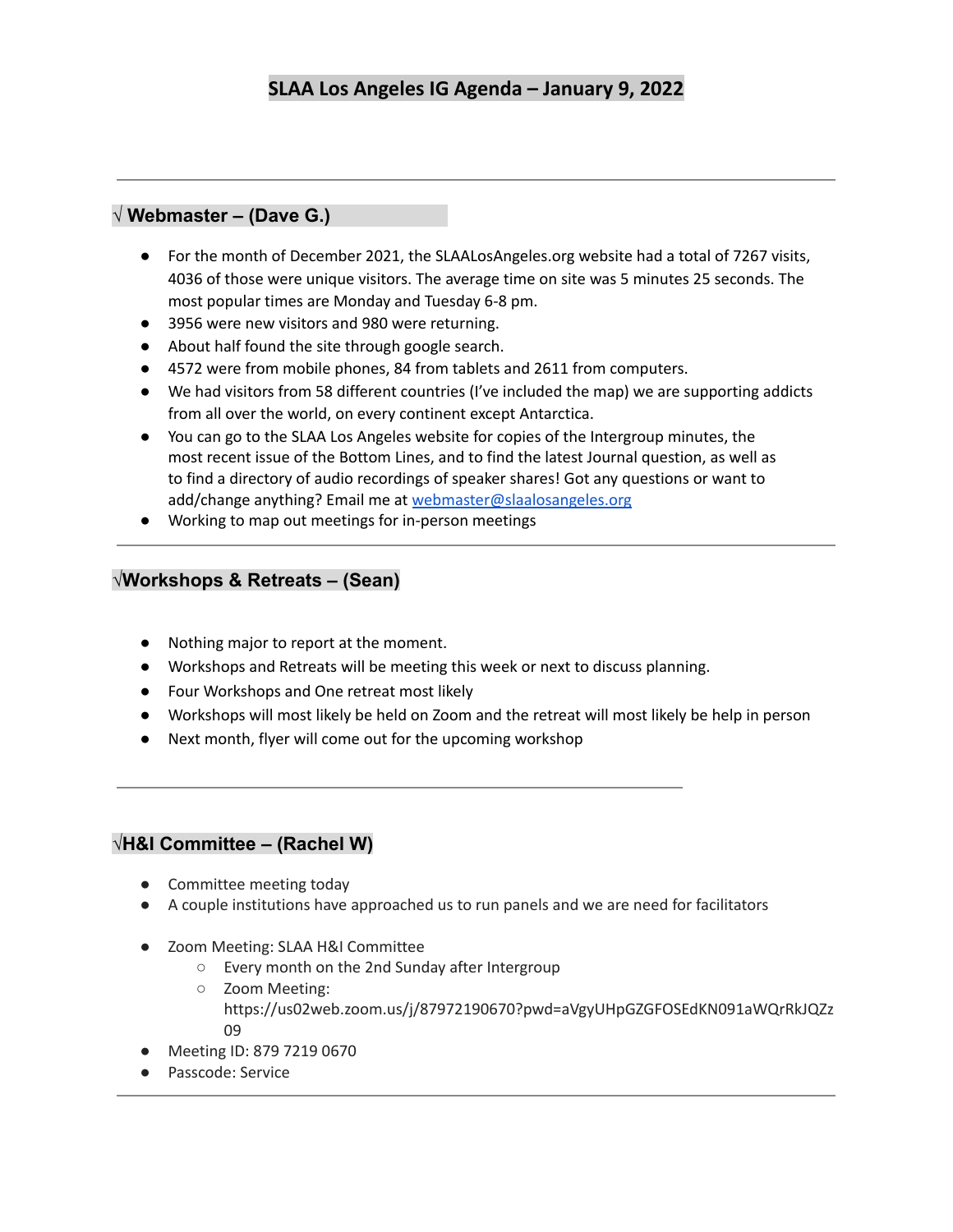# SLAA Los Angeles IG Agenda – January 9, 2022

---

## √ Webmaster – (Dave G.)

- For the month of December 2021, the SLAALosAngeles.org website had a total of 7267 visits, 4036 of those were unique visitors. The average time on site was 5 minutes 25 seconds. The most popular times are Monday and Tuesday 6-8 pm.
- 3956 were new visitors and 980 were returning.
- About half found the site through google search.
- 4572 were from mobile phones, 84 from tablets and 2611 from computers.
- We had visitors from 58 different countries (I've included the map) we are supporting addicts from all over the world, on every continent except Antarctica.
- You can go to the SLAA Los Angeles website for copies of the Intergroup minutes, the most recent issue of the Bottom Lines, and to find the latest Journal question, as well as to find a directory of audio recordings of speaker shares! Got any questions or want to add/change anything? Email me at [webmaster@slaalosangeles.org](mailto:webmaster@slaalosangeles.org)
- Working to map out meetings for in-person meetings

---

## √Workshops & Retreats – (Sean)

- Nothing major to report at the moment.
- Workshops and Retreats will be meeting this week or next to discuss planning.
- Four Workshops and One retreat most likely
- Workshops will most likely be held on Zoom and the retreat will most likely be help in person
- Next month, flyer will come out for the upcoming workshop

---

## √H&I Committee – (Rachel W)

- Committee meeting today
- A couple institutions have approached us to run panels and we are need for facilitators

- Zoom Meeting: SLAA H&I Committee
  - Every month on the 2nd Sunday after Intergroup
  - Zoom Meeting: https://us02web.zoom.us/j/87972190670?pwd=aVgyUHpGZGFOSEdKN091aWQrRkJQZz09
- Meeting ID: 879 7219 0670
- Passcode: Service

---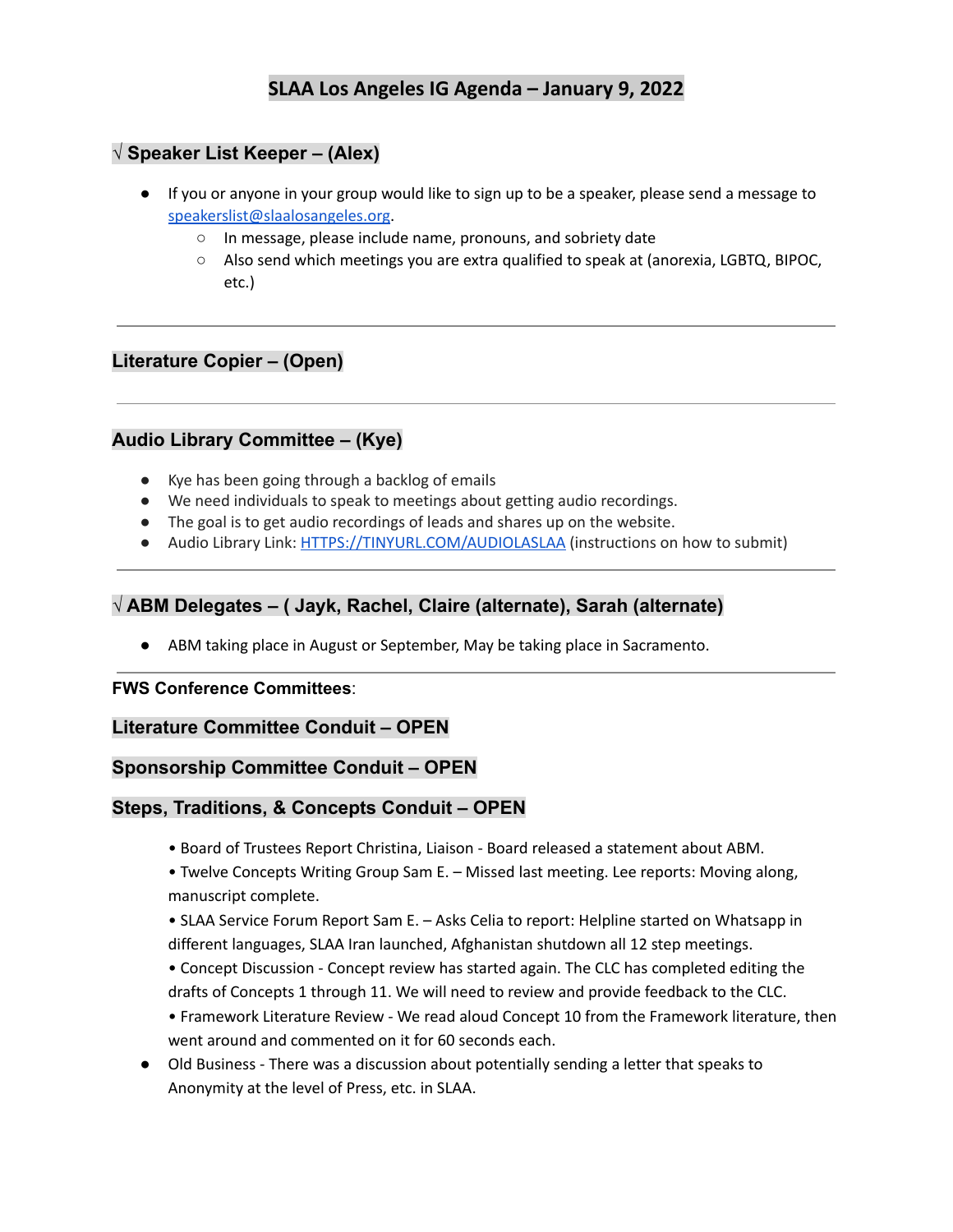# SLAA Los Angeles IG Agenda – January 9, 2022

## √ Speaker List Keeper – (Alex)

- If you or anyone in your group would like to sign up to be a speaker, please send a message to speakerslist@slaalosangeles.org.
  - In message, please include name, pronouns, and sobriety date
  - Also send which meetings you are extra qualified to speak at (anorexia, LGBTQ, BIPOC, etc.)

---

## Literature Copier – (Open)

---

## Audio Library Committee – (Kye)

- Kye has been going through a backlog of emails
- We need individuals to speak to meetings about getting audio recordings.
- The goal is to get audio recordings of leads and shares up on the website.
- Audio Library Link: HTTPS://TINYURL.COM/AUDIOLASLAA (instructions on how to submit)

---

## √ ABM Delegates – ( Jayk, Rachel, Claire (alternate), Sarah (alternate)

- ABM taking place in August or September, May be taking place in Sacramento.

---

**FWS Conference Committees**:

## Literature Committee Conduit – OPEN

## Sponsorship Committee Conduit – OPEN

## Steps, Traditions, & Concepts Conduit – OPEN

- Board of Trustees Report Christina, Liaison - Board released a statement about ABM.
- Twelve Concepts Writing Group Sam E. – Missed last meeting. Lee reports: Moving along, manuscript complete.
- SLAA Service Forum Report Sam E. – Asks Celia to report: Helpline started on Whatsapp in different languages, SLAA Iran launched, Afghanistan shutdown all 12 step meetings.
- Concept Discussion - Concept review has started again. The CLC has completed editing the drafts of Concepts 1 through 11. We will need to review and provide feedback to the CLC.
- Framework Literature Review - We read aloud Concept 10 from the Framework literature, then went around and commented on it for 60 seconds each.

- Old Business - There was a discussion about potentially sending a letter that speaks to Anonymity at the level of Press, etc. in SLAA.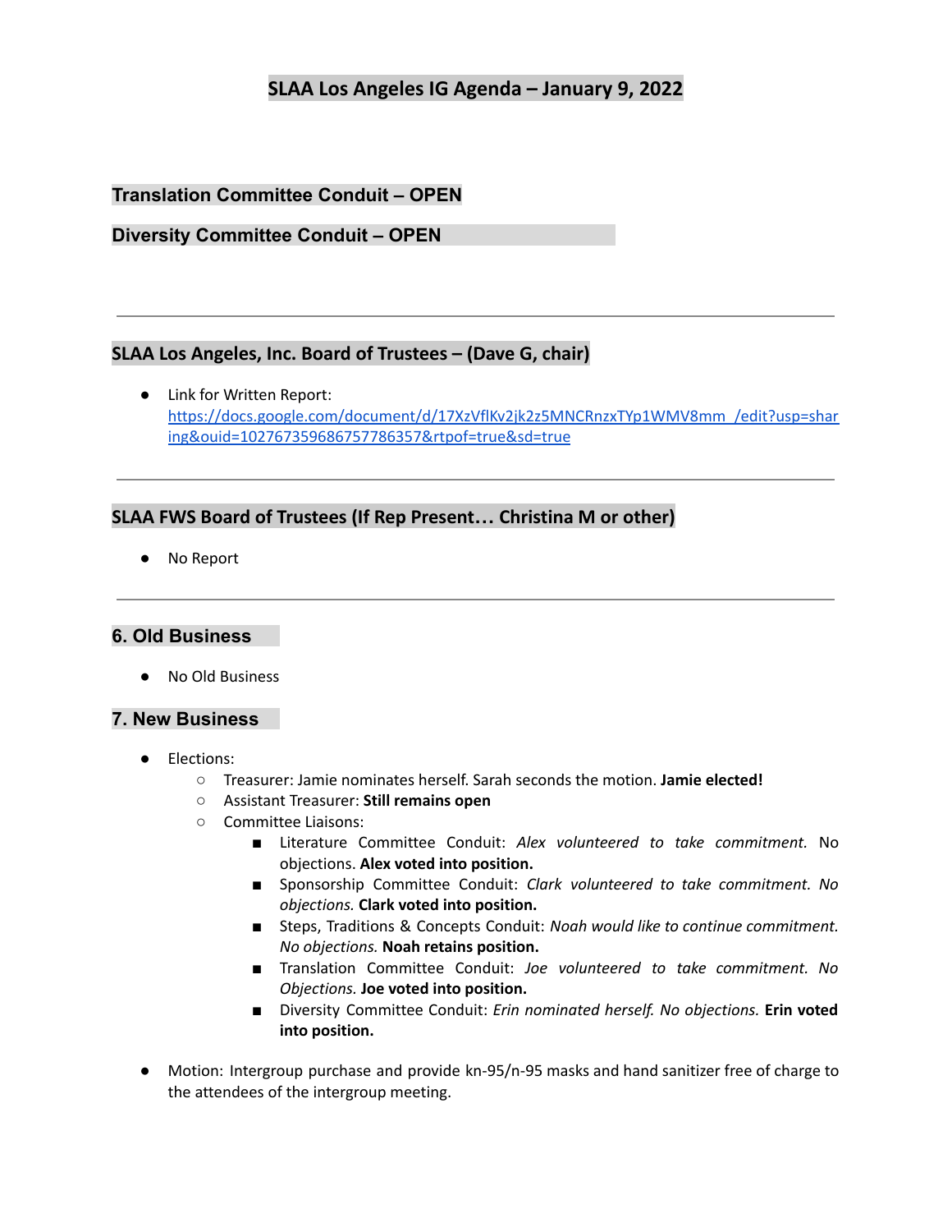# SLAA Los Angeles IG Agenda – January 9, 2022

**Translation Committee Conduit – OPEN**

**Diversity Committee Conduit – OPEN**

---

## SLAA Los Angeles, Inc. Board of Trustees – (Dave G, chair)

- Link for Written Report: https://docs.google.com/document/d/17XzVflKv2jk2z5MNCRnzxTYp1WMV8mm_/edit?usp=sharing&ouid=102767359686757786357&rtpof=true&sd=true

---

## SLAA FWS Board of Trustees (If Rep Present… Christina M or other)

- No Report

---

## 6. Old Business

- No Old Business

## 7. New Business

- Elections:
  - Treasurer: Jamie nominates herself. Sarah seconds the motion. **Jamie elected!**
  - Assistant Treasurer: **Still remains open**
  - Committee Liaisons:
    - Literature Committee Conduit: *Alex volunteered to take commitment.* No objections. **Alex voted into position.**
    - Sponsorship Committee Conduit: *Clark volunteered to take commitment. No objections.* **Clark voted into position.**
    - Steps, Traditions & Concepts Conduit: *Noah would like to continue commitment. No objections.* **Noah retains position.**
    - Translation Committee Conduit: *Joe volunteered to take commitment. No Objections.* **Joe voted into position.**
    - Diversity Committee Conduit: *Erin nominated herself. No objections.* **Erin voted into position.**
- Motion: Intergroup purchase and provide kn-95/n-95 masks and hand sanitizer free of charge to the attendees of the intergroup meeting.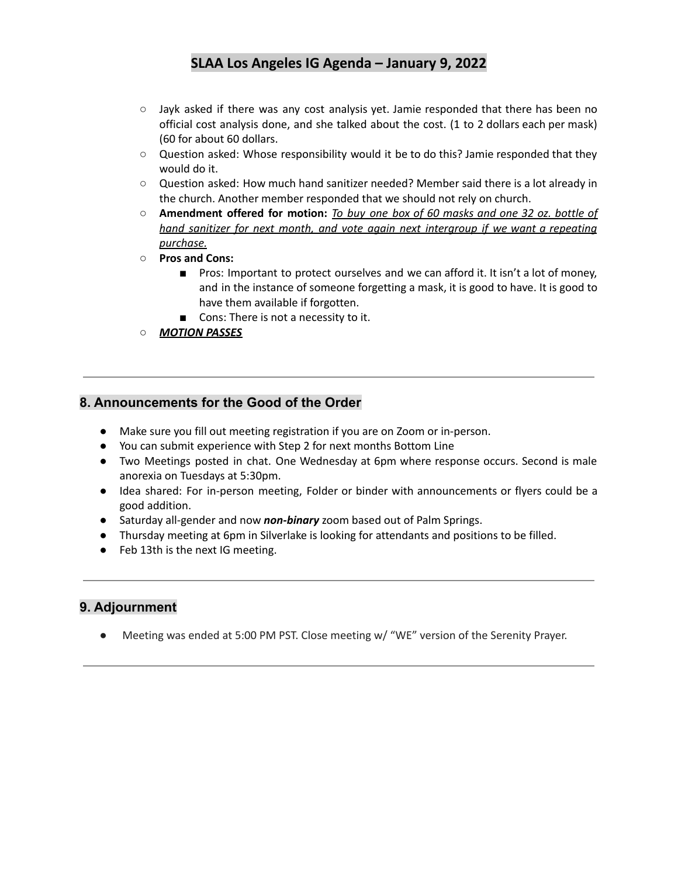- Jayk asked if there was any cost analysis yet. Jamie responded that there has been no official cost analysis done, and she talked about the cost. (1 to 2 dollars each per mask) (60 for about 60 dollars.
- Question asked: Whose responsibility would it be to do this? Jamie responded that they would do it.
- Question asked: How much hand sanitizer needed? Member said there is a lot already in the church. Another member responded that we should not rely on church.
- **Amendment offered for motion:** <u>*To buy one box of 60 masks and one 32 oz. bottle of hand sanitizer for next month, and vote again next intergroup if we want a repeating purchase.*</u>
- **Pros and Cons:**
  - Pros: Important to protect ourselves and we can afford it. It isn't a lot of money, and in the instance of someone forgetting a mask, it is good to have. It is good to have them available if forgotten.
  - Cons: There is not a necessity to it.
- <u>***MOTION PASSES***</u>

---

## 8. Announcements for the Good of the Order

- Make sure you fill out meeting registration if you are on Zoom or in-person.
- You can submit experience with Step 2 for next months Bottom Line
- Two Meetings posted in chat. One Wednesday at 6pm where response occurs. Second is male anorexia on Tuesdays at 5:30pm.
- Idea shared: For in-person meeting, Folder or binder with announcements or flyers could be a good addition.
- Saturday all-gender and now ***non-binary*** zoom based out of Palm Springs.
- Thursday meeting at 6pm in Silverlake is looking for attendants and positions to be filled.
- Feb 13th is the next IG meeting.

---

## 9. Adjournment

- Meeting was ended at 5:00 PM PST. Close meeting w/ "WE" version of the Serenity Prayer.

---